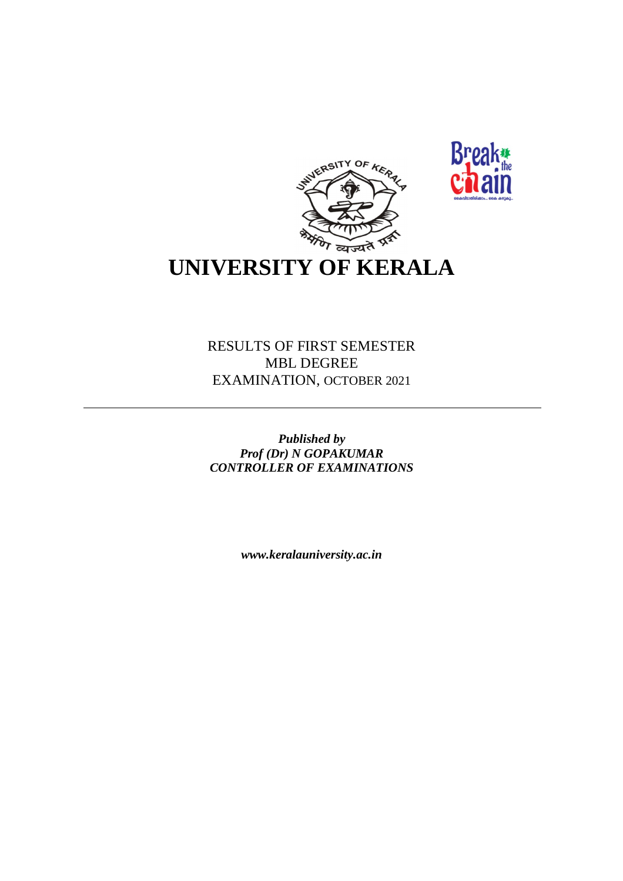# UNIVERSITY OF KERALA

RESULTS OF FIRST SEMESTER
MBL DEGREE
EXAMINATION, OCTOBER 2021

---

***Published by***
***Prof (Dr) N GOPAKUMAR***
***CONTROLLER OF EXAMINATIONS***

***www.keralauniversity.ac.in***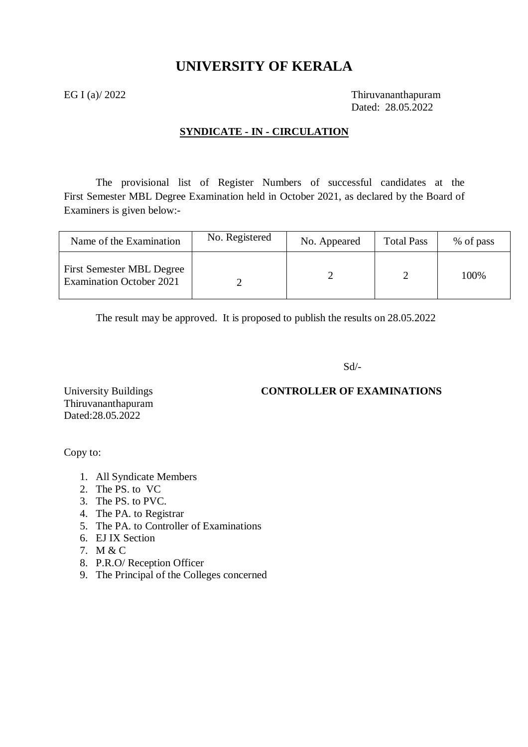# UNIVERSITY OF KERALA

EG I (a)/ 2022

Thiruvananthapuram
Dated: 28.05.2022

**SYNDICATE - IN - CIRCULATION**

The provisional list of Register Numbers of successful candidates at the First Semester MBL Degree Examination held in October 2021, as declared by the Board of Examiners is given below:-

| Name of the Examination | No. Registered | No. Appeared | Total Pass | % of pass |
|---|---|---|---|---|
| First Semester MBL Degree Examination October 2021 | 2 | 2 | 2 | 100% |

The result may be approved. It is proposed to publish the results on 28.05.2022

Sd/-

**CONTROLLER OF EXAMINATIONS**

University Buildings
Thiruvananthapuram
Dated:28.05.2022

Copy to:

1. All Syndicate Members
2. The PS. to VC
3. The PS. to PVC.
4. The PA. to Registrar
5. The PA. to Controller of Examinations
6. EJ IX Section
7. M & C
8. P.R.O/ Reception Officer
9. The Principal of the Colleges concerned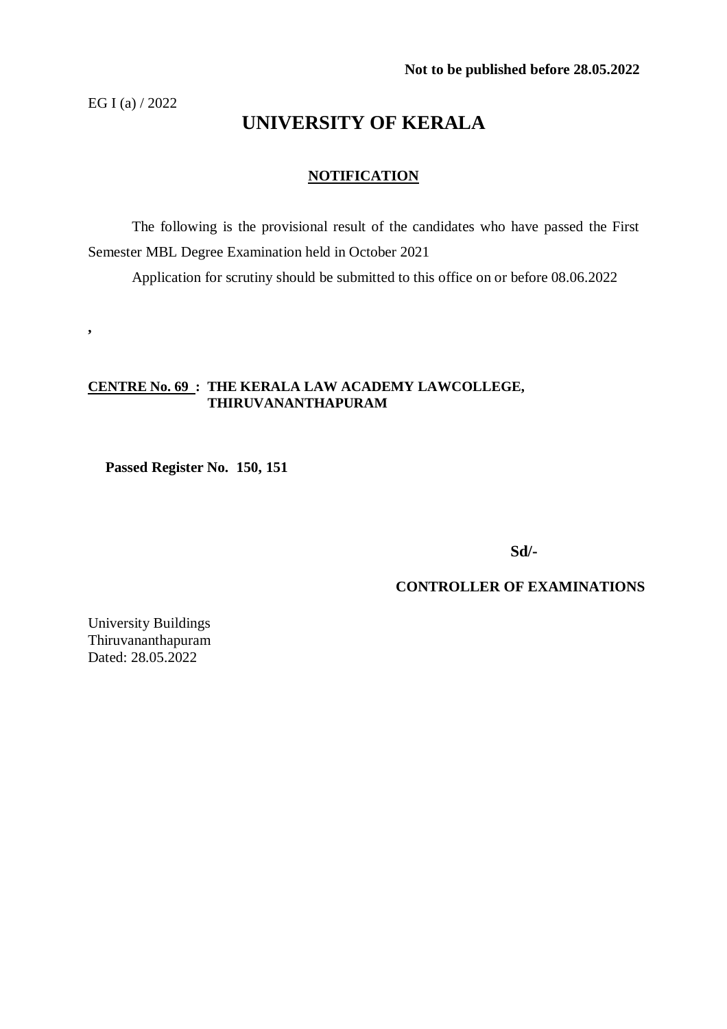**Not to be published before 28.05.2022**

EG I (a) / 2022

# UNIVERSITY OF KERALA

## NOTIFICATION

The following is the provisional result of the candidates who have passed the First Semester MBL Degree Examination held in October 2021

Application for scrutiny should be submitted to this office on or before 08.06.2022

,

**CENTRE No. 69 : THE KERALA LAW ACADEMY LAWCOLLEGE, THIRUVANANTHAPURAM**

**Passed Register No. 150, 151**

**Sd/-**

**CONTROLLER OF EXAMINATIONS**

University Buildings
Thiruvananthapuram
Dated: 28.05.2022